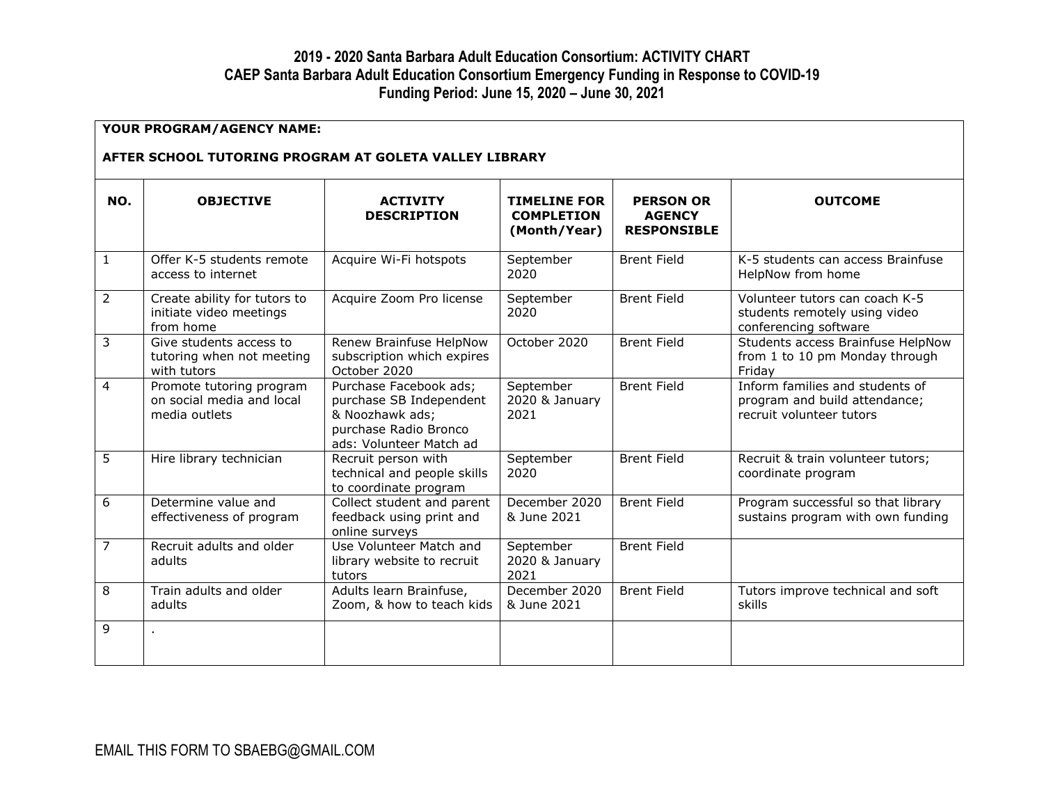# 2019 - 2020 Santa Barbara Adult Education Consortium: ACTIVITY CHART
## CAEP Santa Barbara Adult Education Consortium Emergency Funding in Response to COVID-19
## Funding Period: June 15, 2020 – June 30, 2021

**YOUR PROGRAM/AGENCY NAME:**

**AFTER SCHOOL TUTORING PROGRAM AT GOLETA VALLEY LIBRARY**

| NO. | OBJECTIVE | ACTIVITY DESCRIPTION | TIMELINE FOR COMPLETION (Month/Year) | PERSON OR AGENCY RESPONSIBLE | OUTCOME |
|---|---|---|---|---|---|
| 1 | Offer K-5 students remote access to internet | Acquire Wi-Fi hotspots | September 2020 | Brent Field | K-5 students can access Brainfuse HelpNow from home |
| 2 | Create ability for tutors to initiate video meetings from home | Acquire Zoom Pro license | September 2020 | Brent Field | Volunteer tutors can coach K-5 students remotely using video conferencing software |
| 3 | Give students access to tutoring when not meeting with tutors | Renew Brainfuse HelpNow subscription which expires October 2020 | October 2020 | Brent Field | Students access Brainfuse HelpNow from 1 to 10 pm Monday through Friday |
| 4 | Promote tutoring program on social media and local media outlets | Purchase Facebook ads; purchase SB Independent & Noozhawk ads; purchase Radio Bronco ads: Volunteer Match ad | September 2020 & January 2021 | Brent Field | Inform families and students of program and build attendance; recruit volunteer tutors |
| 5 | Hire library technician | Recruit person with technical and people skills to coordinate program | September 2020 | Brent Field | Recruit & train volunteer tutors; coordinate program |
| 6 | Determine value and effectiveness of program | Collect student and parent feedback using print and online surveys | December 2020 & June 2021 | Brent Field | Program successful so that library sustains program with own funding |
| 7 | Recruit adults and older adults | Use Volunteer Match and library website to recruit tutors | September 2020 & January 2021 | Brent Field | |
| 8 | Train adults and older adults | Adults learn Brainfuse, Zoom, & how to teach kids | December 2020 & June 2021 | Brent Field | Tutors improve technical and soft skills |
| 9 | . | | | | |

EMAIL THIS FORM TO SBAEBG@GMAIL.COM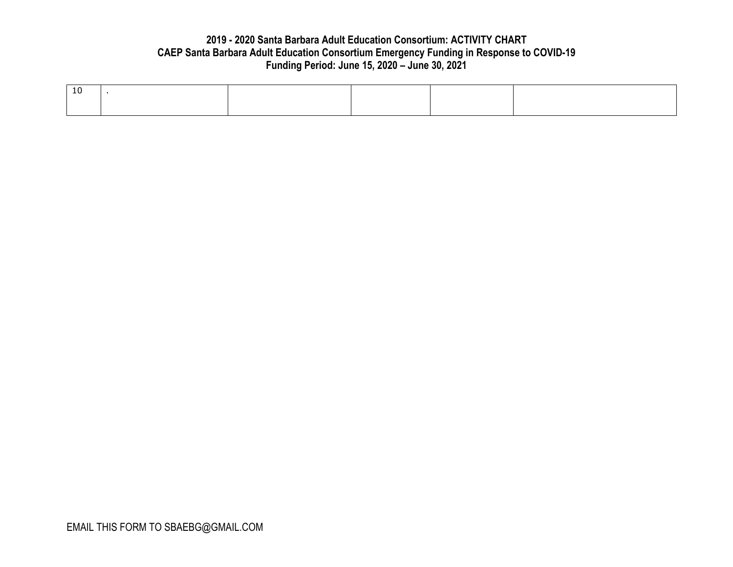**2019 - 2020 Santa Barbara Adult Education Consortium: ACTIVITY CHART**
**CAEP Santa Barbara Adult Education Consortium Emergency Funding in Response to COVID-19**
**Funding Period: June 15, 2020 – June 30, 2021**

| | | | | | |
|---|---|---|---|---|---|
| 10 | . | | | | |

EMAIL THIS FORM TO SBAEBG@GMAIL.COM